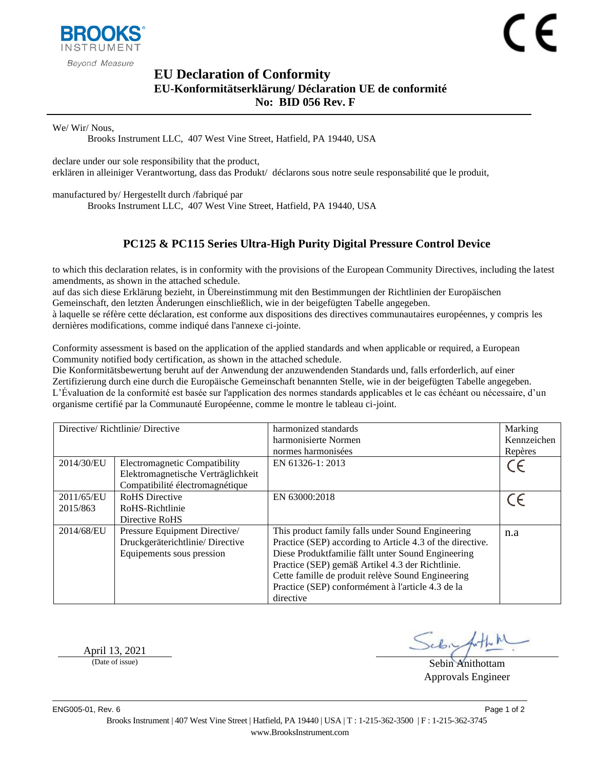# EU Declaration of Conformity

## EU-Konformitätserklärung/ Déclaration UE de conformité

## No: BID 056 Rev. F

We/ Wir/ Nous,

Brooks Instrument LLC, 407 West Vine Street, Hatfield, PA 19440, USA

declare under our sole responsibility that the product,
erklären in alleiniger Verantwortung, dass das Produkt/ déclarons sous notre seule responsabilité que le produit,

manufactured by/ Hergestellt durch /fabriqué par

Brooks Instrument LLC, 407 West Vine Street, Hatfield, PA 19440, USA

### PC125 & PC115 Series Ultra-High Purity Digital Pressure Control Device

to which this declaration relates, is in conformity with the provisions of the European Community Directives, including the latest amendments, as shown in the attached schedule.
auf das sich diese Erklärung bezieht, in Übereinstimmung mit den Bestimmungen der Richtlinien der Europäischen Gemeinschaft, den letzten Änderungen einschließlich, wie in der beigefügten Tabelle angegeben.
à laquelle se réfère cette déclaration, est conforme aux dispositions des directives communautaires européennes, y compris les dernières modifications, comme indiqué dans l'annexe ci-jointe.

Conformity assessment is based on the application of the applied standards and when applicable or required, a European Community notified body certification, as shown in the attached schedule.
Die Konformitätsbewertung beruht auf der Anwendung der anzuwendenden Standards und, falls erforderlich, auf einer Zertifizierung durch eine durch die Europäische Gemeinschaft benannten Stelle, wie in der beigefügten Tabelle angegeben.
L'Évaluation de la conformité est basée sur l'application des normes standards applicables et le cas échéant ou nécessaire, d'un organisme certifié par la Communauté Européenne, comme le montre le tableau ci-joint.

| Directive/ Richtlinie/ Directive | | harmonized standards<br>harmonisierte Normen<br>normes harmonisées | Marking<br>Kennzeichen<br>Repères |
|---|---|---|---|
| 2014/30/EU | Electromagnetic Compatibility<br>Elektromagnetische Verträglichkeit<br>Compatibilité électromagnétique | EN 61326-1: 2013 | CE |
| 2011/65/EU<br>2015/863 | RoHS Directive<br>RoHS-Richtlinie<br>Directive RoHS | EN 63000:2018 | CE |
| 2014/68/EU | Pressure Equipment Directive/<br>Druckgeräterichtlinie/ Directive<br>Equipements sous pression | This product family falls under Sound Engineering Practice (SEP) according to Article 4.3 of the directive.<br>Diese Produktfamilie fällt unter Sound Engineering Practice (SEP) gemäß Artikel 4.3 der Richtlinie.<br>Cette famille de produit relève Sound Engineering Practice (SEP) conformément à l'article 4.3 de la directive | n.a |

April 13, 2021
(Date of issue)

Sebin Anithottam
Approvals Engineer

ENG005-01, Rev. 6

Brooks Instrument | 407 West Vine Street | Hatfield, PA 19440 | USA | T : 1-215-362-3500 | F : 1-215-362-3745
www.BrooksInstrument.com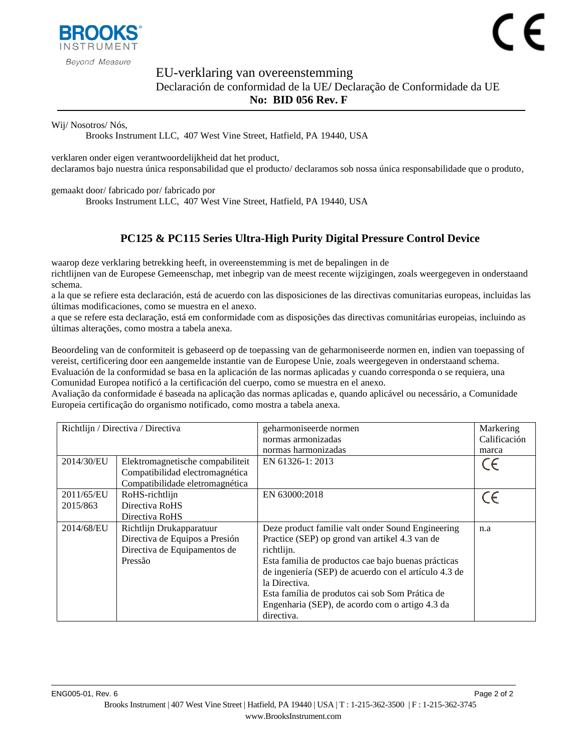# EU-verklaring van overeenstemming

Declaración de conformidad de la UE/ Declaração de Conformidade da UE

**No: BID 056 Rev. F**

Wij/ Nosotros/ Nós,

Brooks Instrument LLC, 407 West Vine Street, Hatfield, PA 19440, USA

verklaren onder eigen verantwoordelijkheid dat het product,
declaramos bajo nuestra única responsabilidad que el producto/ declaramos sob nossa única responsabilidade que o produto,

gemaakt door/ fabricado por/ fabricado por

Brooks Instrument LLC, 407 West Vine Street, Hatfield, PA 19440, USA

## PC125 & PC115 Series Ultra-High Purity Digital Pressure Control Device

waarop deze verklaring betrekking heeft, in overeenstemming is met de bepalingen in de richtlijnen van de Europese Gemeenschap, met inbegrip van de meest recente wijzigingen, zoals weergegeven in onderstaand schema.
a la que se refiere esta declaración, está de acuerdo con las disposiciones de las directivas comunitarias europeas, incluidas las últimas modificaciones, como se muestra en el anexo.
a que se refere esta declaração, está em conformidade com as disposições das directivas comunitárias europeias, incluindo as últimas alterações, como mostra a tabela anexa.

Beoordeling van de conformiteit is gebaseerd op de toepassing van de geharmoniseerde normen en, indien van toepassing of vereist, certificering door een aangemelde instantie van de Europese Unie, zoals weergegeven in onderstaand schema.
Evaluación de la conformidad se basa en la aplicación de las normas aplicadas y cuando corresponda o se requiera, una Comunidad Europea notificó a la certificación del cuerpo, como se muestra en el anexo.
Avaliação da conformidade é baseada na aplicação das normas aplicadas e, quando aplicável ou necessário, a Comunidade Europeia certificação do organismo notificado, como mostra a tabela anexa.

| Richtlijn / Directiva / Directiva | | geharmoniseerde normen<br>normas armonizadas<br>normas harmonizadas | Markering<br>Calificación<br>marca |
|---|---|---|---|
| 2014/30/EU | Elektromagnetische compabiliteit<br>Compatibilidad electromagnética<br>Compatibilidade eletromagnética | EN 61326-1: 2013 | CE |
| 2011/65/EU<br>2015/863 | RoHS-richtlijn<br>Directiva RoHS<br>Directiva RoHS | EN 63000:2018 | CE |
| 2014/68/EU | Richtlijn Drukapparatuur<br>Directiva de Equipos a Presión<br>Directiva de Equipamentos de Pressão | Deze product familie valt onder Sound Engineering Practice (SEP) op grond van artikel 4.3 van de richtlijn.<br>Esta familia de productos cae bajo buenas prácticas de ingeniería (SEP) de acuerdo con el artículo 4.3 de la Directiva.<br>Esta família de produtos cai sob Som Prática de Engenharia (SEP), de acordo com o artigo 4.3 da directiva. | n.a |

ENG005-01, Rev. 6

Brooks Instrument | 407 West Vine Street | Hatfield, PA 19440 | USA | T : 1-215-362-3500 | F : 1-215-362-3745
www.BrooksInstrument.com